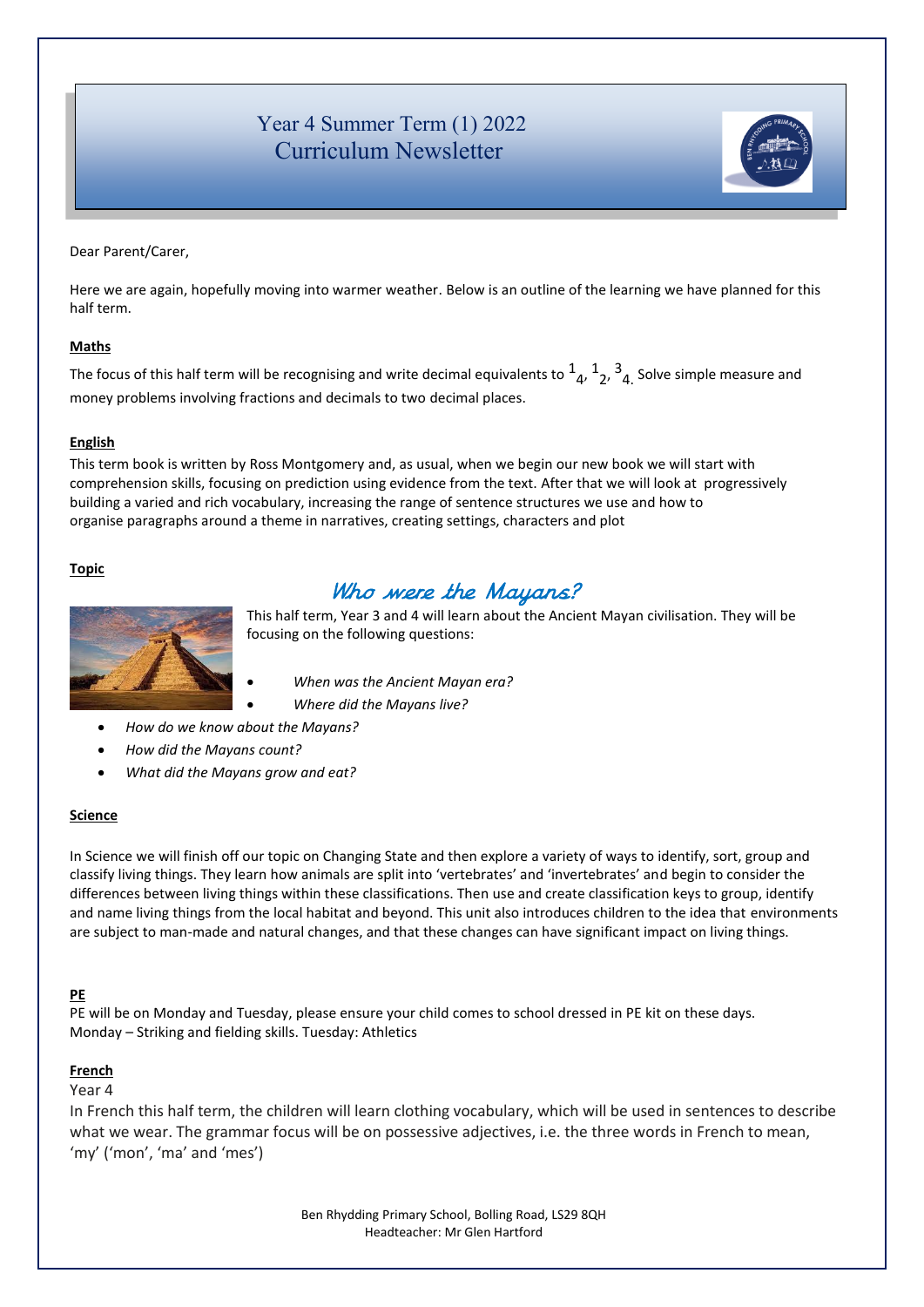# Year 4 Summer Term (1) 2022
# Curriculum Newsletter

Dear Parent/Carer,

Here we are again, hopefully moving into warmer weather. Below is an outline of the learning we have planned for this half term.

**Maths**

The focus of this half term will be recognising and write decimal equivalents to $\frac{1}{4}$, $\frac{1}{2}$, $\frac{3}{4}$. Solve simple measure and money problems involving fractions and decimals to two decimal places.

**English**

This term book is written by Ross Montgomery and, as usual, when we begin our new book we will start with comprehension skills, focusing on prediction using evidence from the text. After that we will look at progressively building a varied and rich vocabulary, increasing the range of sentence structures we use and how to organise paragraphs around a theme in narratives, creating settings, characters and plot

**Topic**

## *Who were the Mayans?*

This half term, Year 3 and 4 will learn about the Ancient Mayan civilisation. They will be focusing on the following questions:

- *When was the Ancient Mayan era?*
- *Where did the Mayans live?*
- *How do we know about the Mayans?*
- *How did the Mayans count?*
- *What did the Mayans grow and eat?*

**Science**

In Science we will finish off our topic on Changing State and then explore a variety of ways to identify, sort, group and classify living things. They learn how animals are split into 'vertebrates' and 'invertebrates' and begin to consider the differences between living things within these classifications. Then use and create classification keys to group, identify and name living things from the local habitat and beyond. This unit also introduces children to the idea that environments are subject to man-made and natural changes, and that these changes can have significant impact on living things.

**PE**

PE will be on Monday and Tuesday, please ensure your child comes to school dressed in PE kit on these days.
Monday – Striking and fielding skills. Tuesday: Athletics

**French**

Year 4

In French this half term, the children will learn clothing vocabulary, which will be used in sentences to describe what we wear. The grammar focus will be on possessive adjectives, i.e. the three words in French to mean, 'my' ('mon', 'ma' and 'mes')

Ben Rhydding Primary School, Bolling Road, LS29 8QH
Headteacher: Mr Glen Hartford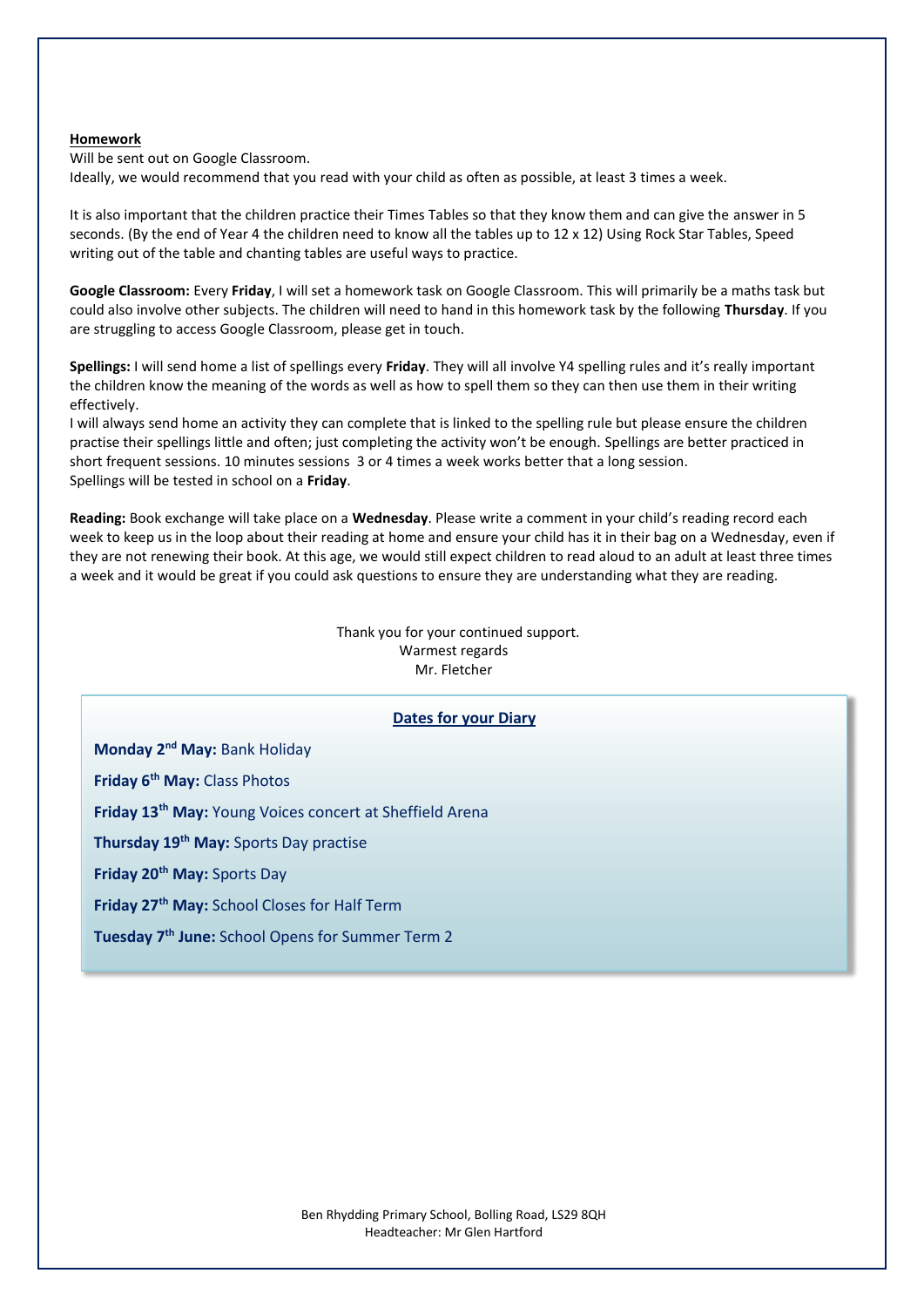**Homework**

Will be sent out on Google Classroom.
Ideally, we would recommend that you read with your child as often as possible, at least 3 times a week.

It is also important that the children practice their Times Tables so that they know them and can give the answer in 5 seconds. (By the end of Year 4 the children need to know all the tables up to 12 x 12) Using Rock Star Tables, Speed writing out of the table and chanting tables are useful ways to practice.

**Google Classroom:** Every **Friday**, I will set a homework task on Google Classroom. This will primarily be a maths task but could also involve other subjects. The children will need to hand in this homework task by the following **Thursday**. If you are struggling to access Google Classroom, please get in touch.

**Spellings:** I will send home a list of spellings every **Friday**. They will all involve Y4 spelling rules and it's really important the children know the meaning of the words as well as how to spell them so they can then use them in their writing effectively.
I will always send home an activity they can complete that is linked to the spelling rule but please ensure the children practise their spellings little and often; just completing the activity won't be enough. Spellings are better practiced in short frequent sessions. 10 minutes sessions 3 or 4 times a week works better that a long session.
Spellings will be tested in school on a **Friday**.

**Reading:** Book exchange will take place on a **Wednesday**. Please write a comment in your child's reading record each week to keep us in the loop about their reading at home and ensure your child has it in their bag on a Wednesday, even if they are not renewing their book. At this age, we would still expect children to read aloud to an adult at least three times a week and it would be great if you could ask questions to ensure they are understanding what they are reading.

Thank you for your continued support.
Warmest regards
Mr. Fletcher

**Dates for your Diary**

**Monday 2nd May:** Bank Holiday

**Friday 6th May:** Class Photos

**Friday 13th May:** Young Voices concert at Sheffield Arena

**Thursday 19th May:** Sports Day practise

**Friday 20th May:** Sports Day

**Friday 27th May:** School Closes for Half Term

**Tuesday 7th June:** School Opens for Summer Term 2

Ben Rhydding Primary School, Bolling Road, LS29 8QH
Headteacher: Mr Glen Hartford